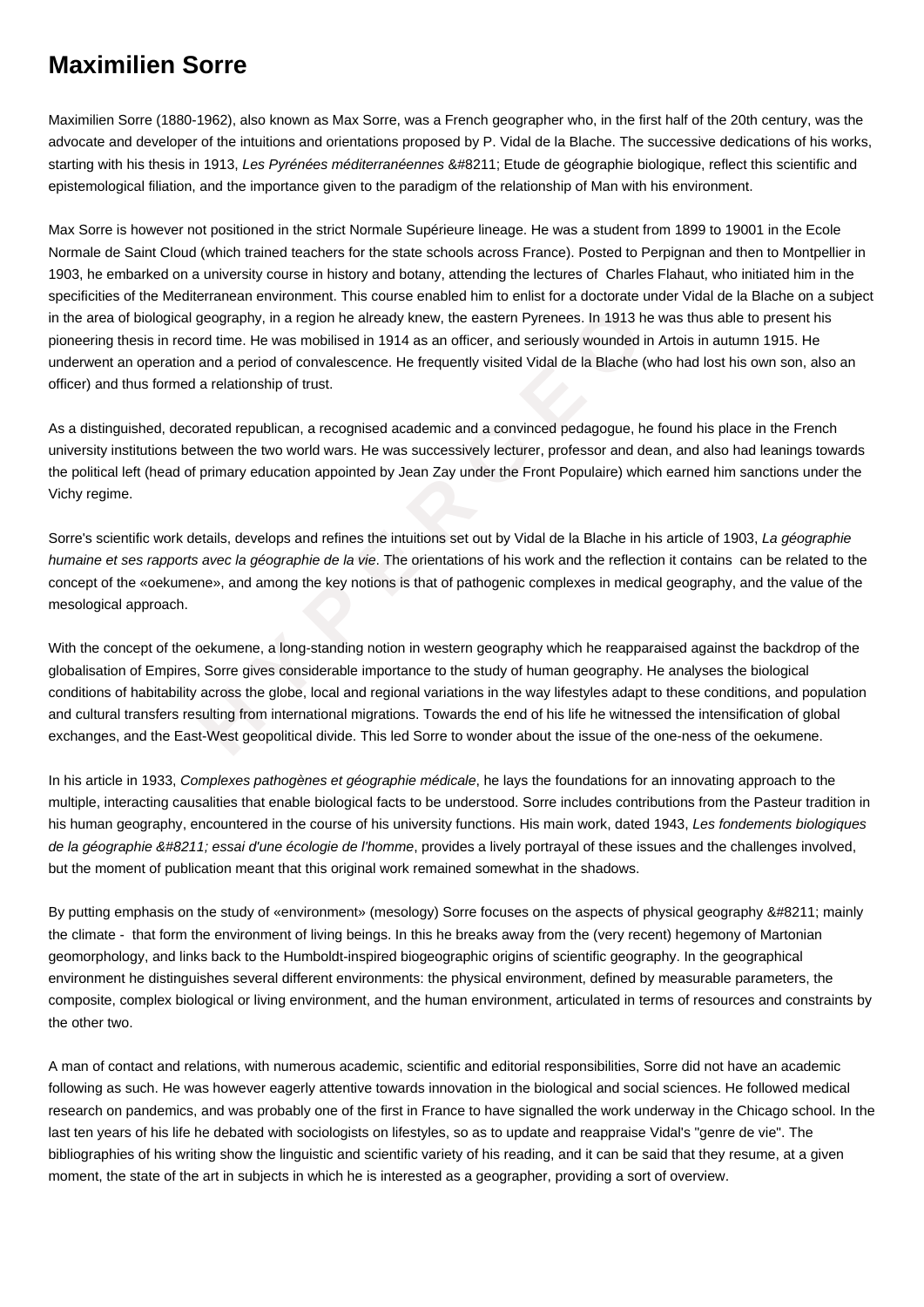# Maximilien Sorre

Maximilien Sorre (1880-1962), also known as Max Sorre, was a French geographer who, in the first half of the 20th century, was the advocate and developer of the intuitions and orientations proposed by P. Vidal de la Blache. The successive dedications of his works, starting with his thesis in 1913, *Les Pyrénées méditerranéennes &#8211; Etude de géographie biologique*, reflect this scientific and epistemological filiation, and the importance given to the paradigm of the relationship of Man with his environment.

Max Sorre is however not positioned in the strict Normale Supérieure lineage. He was a student from 1899 to 19001 in the Ecole Normale de Saint Cloud (which trained teachers for the state schools across France). Posted to Perpignan and then to Montpellier in 1903, he embarked on a university course in history and botany, attending the lectures of Charles Flahaut, who initiated him in the specificities of the Mediterranean environment. This course enabled him to enlist for a doctorate under Vidal de la Blache on a subject in the area of biological geography, in a region he already knew, the eastern Pyrenees. In 1913 he was thus able to present his pioneering thesis in record time. He was mobilised in 1914 as an officer, and seriously wounded in Artois in autumn 1915. He underwent an operation and a period of convalescence. He frequently visited Vidal de la Blache (who had lost his own son, also an officer) and thus formed a relationship of trust.

As a distinguished, decorated republican, a recognised academic and a convinced pedagogue, he found his place in the French university institutions between the two world wars. He was successively lecturer, professor and dean, and also had leanings towards the political left (head of primary education appointed by Jean Zay under the Front Populaire) which earned him sanctions under the Vichy regime.

Sorre's scientific work details, develops and refines the intuitions set out by Vidal de la Blache in his article of 1903, *La géographie humaine et ses rapports avec la géographie de la vie*. The orientations of his work and the reflection it contains can be related to the concept of the «oekumene», and among the key notions is that of pathogenic complexes in medical geography, and the value of the mesological approach.

With the concept of the oekumene, a long-standing notion in western geography which he reapparaised against the backdrop of the globalisation of Empires, Sorre gives considerable importance to the study of human geography. He analyses the biological conditions of habitability across the globe, local and regional variations in the way lifestyles adapt to these conditions, and population and cultural transfers resulting from international migrations. Towards the end of his life he witnessed the intensification of global exchanges, and the East-West geopolitical divide. This led Sorre to wonder about the issue of the one-ness of the oekumene.

In his article in 1933, *Complexes pathogènes et géographie médicale*, he lays the foundations for an innovating approach to the multiple, interacting causalities that enable biological facts to be understood. Sorre includes contributions from the Pasteur tradition in his human geography, encountered in the course of his university functions. His main work, dated 1943, *Les fondements biologiques de la géographie &#8211; essai d'une écologie de l'homme*, provides a lively portrayal of these issues and the challenges involved, but the moment of publication meant that this original work remained somewhat in the shadows.

By putting emphasis on the study of «environment» (mesology) Sorre focuses on the aspects of physical geography &#8211; mainly the climate - that form the environment of living beings. In this he breaks away from the (very recent) hegemony of Martonian geomorphology, and links back to the Humboldt-inspired biogeographic origins of scientific geography. In the geographical environment he distinguishes several different environments: the physical environment, defined by measurable parameters, the composite, complex biological or living environment, and the human environment, articulated in terms of resources and constraints by the other two.

A man of contact and relations, with numerous academic, scientific and editorial responsibilities, Sorre did not have an academic following as such. He was however eagerly attentive towards innovation in the biological and social sciences. He followed medical research on pandemics, and was probably one of the first in France to have signalled the work underway in the Chicago school. In the last ten years of his life he debated with sociologists on lifestyles, so as to update and reappraise Vidal's "genre de vie". The bibliographies of his writing show the linguistic and scientific variety of his reading, and it can be said that they resume, at a given moment, the state of the art in subjects in which he is interested as a geographer, providing a sort of overview.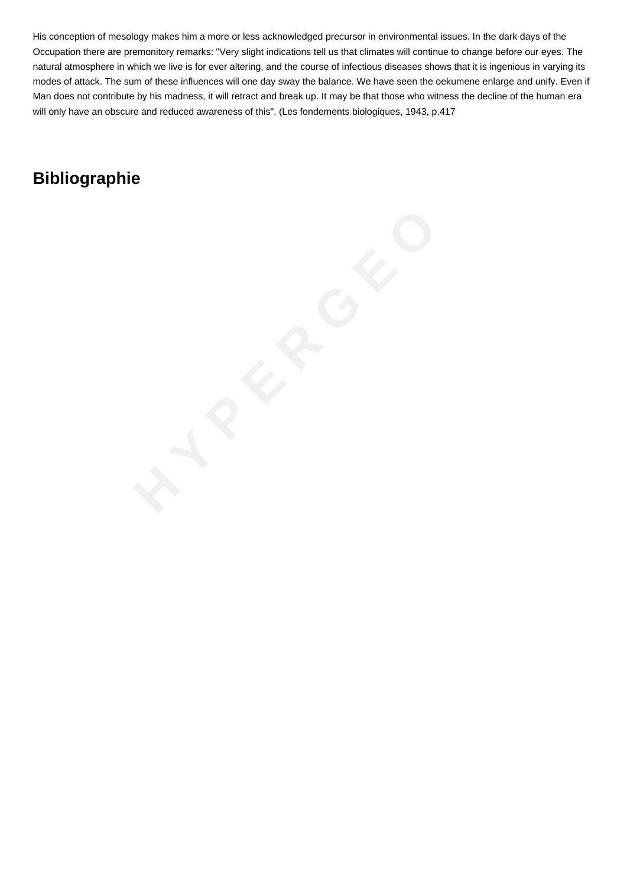His conception of mesology makes him a more or less acknowledged precursor in environmental issues. In the dark days of the Occupation there are premonitory remarks: "Very slight indications tell us that climates will continue to change before our eyes. The natural atmosphere in which we live is for ever altering, and the course of infectious diseases shows that it is ingenious in varying its modes of attack. The sum of these influences will one day sway the balance. We have seen the oekumene enlarge and unify. Even if Man does not contribute by his madness, it will retract and break up. It may be that those who witness the decline of the human era will only have an obscure and reduced awareness of this". (Les fondements biologiques, 1943, p.417

## Bibliographie